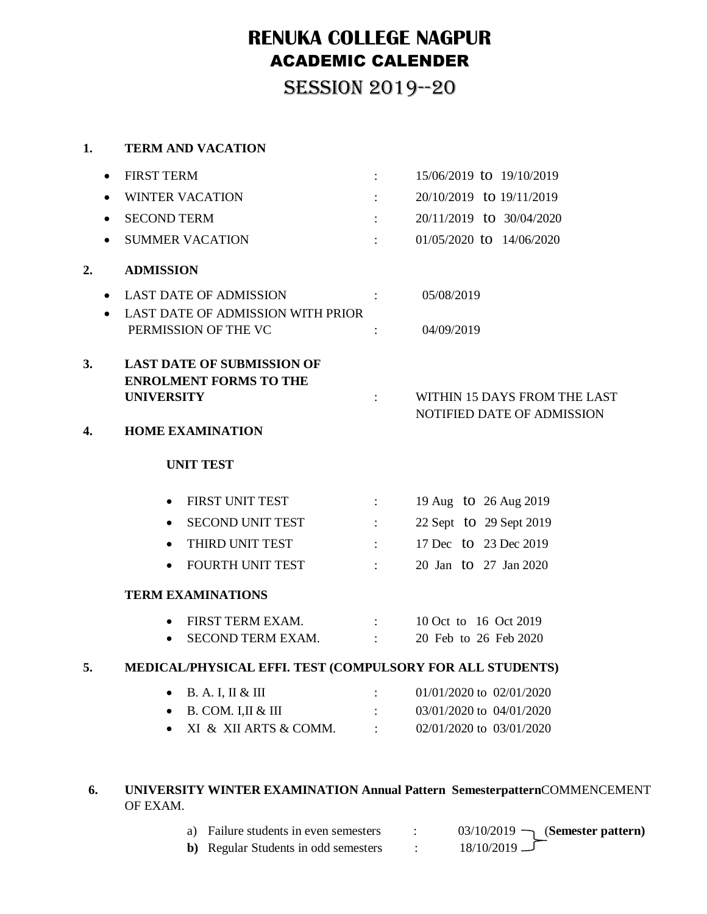# RENUKA COLLEGE NAGPUR
## ACADEMIC CALENDER
## SESSION 2019--20

**1. TERM AND VACATION**

- FIRST TERM : 15/06/2019 to 19/10/2019
- WINTER VACATION : 20/10/2019 to 19/11/2019
- SECOND TERM : 20/11/2019 to 30/04/2020
- SUMMER VACATION : 01/05/2020 to 14/06/2020

**2. ADMISSION**

- LAST DATE OF ADMISSION : 05/08/2019
- LAST DATE OF ADMISSION WITH PRIOR PERMISSION OF THE VC : 04/09/2019

**3. LAST DATE OF SUBMISSION OF ENROLMENT FORMS TO THE UNIVERSITY** : WITHIN 15 DAYS FROM THE LAST NOTIFIED DATE OF ADMISSION

**4. HOME EXAMINATION**

**UNIT TEST**

- FIRST UNIT TEST : 19 Aug to 26 Aug 2019
- SECOND UNIT TEST : 22 Sept to 29 Sept 2019
- THIRD UNIT TEST : 17 Dec to 23 Dec 2019
- FOURTH UNIT TEST : 20 Jan to 27 Jan 2020

**TERM EXAMINATIONS**

- FIRST TERM EXAM. : 10 Oct to 16 Oct 2019
- SECOND TERM EXAM. : 20 Feb to 26 Feb 2020

**5. MEDICAL/PHYSICAL EFFI. TEST (COMPULSORY FOR ALL STUDENTS)**

- B. A. I, II & III : 01/01/2020 to 02/01/2020
- B. COM. I,II & III : 03/01/2020 to 04/01/2020
- XI & XII ARTS & COMM. : 02/01/2020 to 03/01/2020

**6. UNIVERSITY WINTER EXAMINATION Annual Pattern Semesterpattern**COMMENCEMENT OF EXAM.

a) Failure students in even semesters : 03/010/2019 (**Semester pattern)**
**b)** Regular Students in odd semesters : 18/010/2019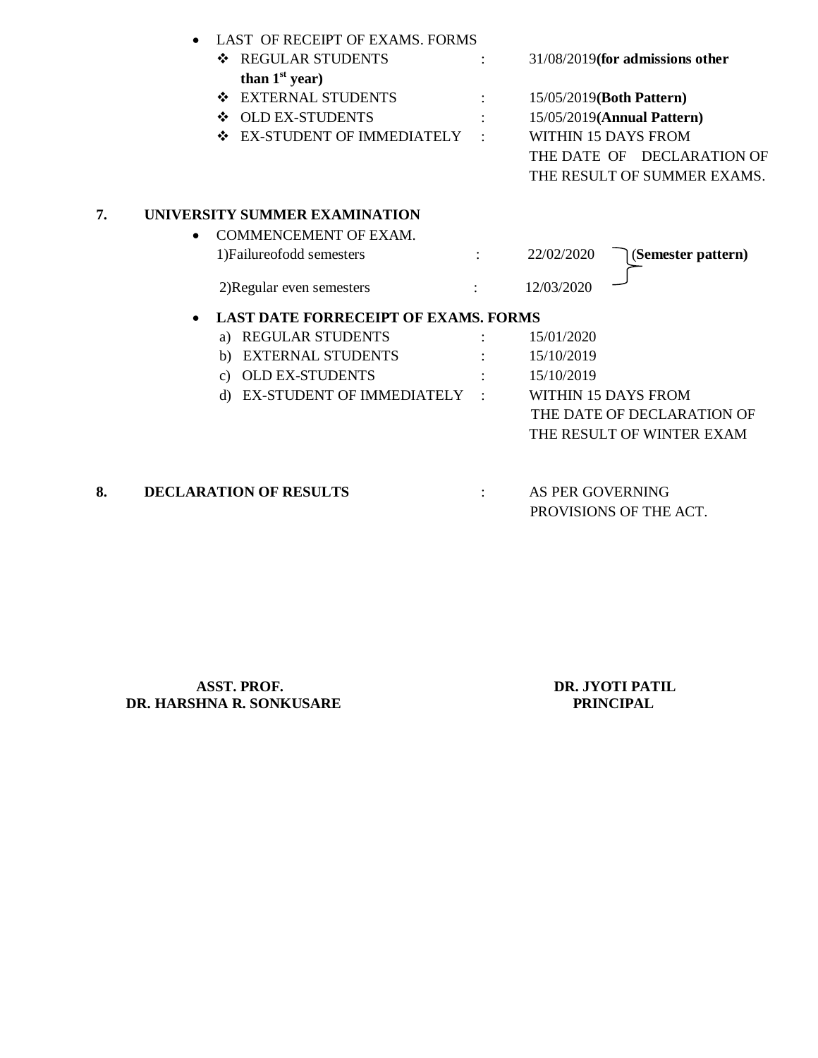- LAST OF RECEIPT OF EXAMS. FORMS
  - REGULAR STUDENTS : 31/08/2019**(for admissions other than 1st year)**
  - EXTERNAL STUDENTS : 15/05/2019**(Both Pattern)**
  - OLD EX-STUDENTS : 15/05/2019**(Annual Pattern)**
  - EX-STUDENT OF IMMEDIATELY : WITHIN 15 DAYS FROM THE DATE OF DECLARATION OF THE RESULT OF SUMMER EXAMS.

**7. UNIVERSITY SUMMER EXAMINATION**

- COMMENCEMENT OF EXAM.

  1)Failureofodd semesters : 22/02/2020 (**Semester pattern)**

  2)Regular even semesters : 12/03/2020

- **LAST DATE FORRECEIPT OF EXAMS. FORMS**
  a) REGULAR STUDENTS : 15/01/2020
  b) EXTERNAL STUDENTS : 15/10/2019
  c) OLD EX-STUDENTS : 15/10/2019
  d) EX-STUDENT OF IMMEDIATELY : WITHIN 15 DAYS FROM THE DATE OF DECLARATION OF THE RESULT OF WINTER EXAM

**8. DECLARATION OF RESULTS** : AS PER GOVERNING PROVISIONS OF THE ACT.

**ASST. PROF.**
**DR. HARSHNA R. SONKUSARE**

**DR. JYOTI PATIL**
**PRINCIPAL**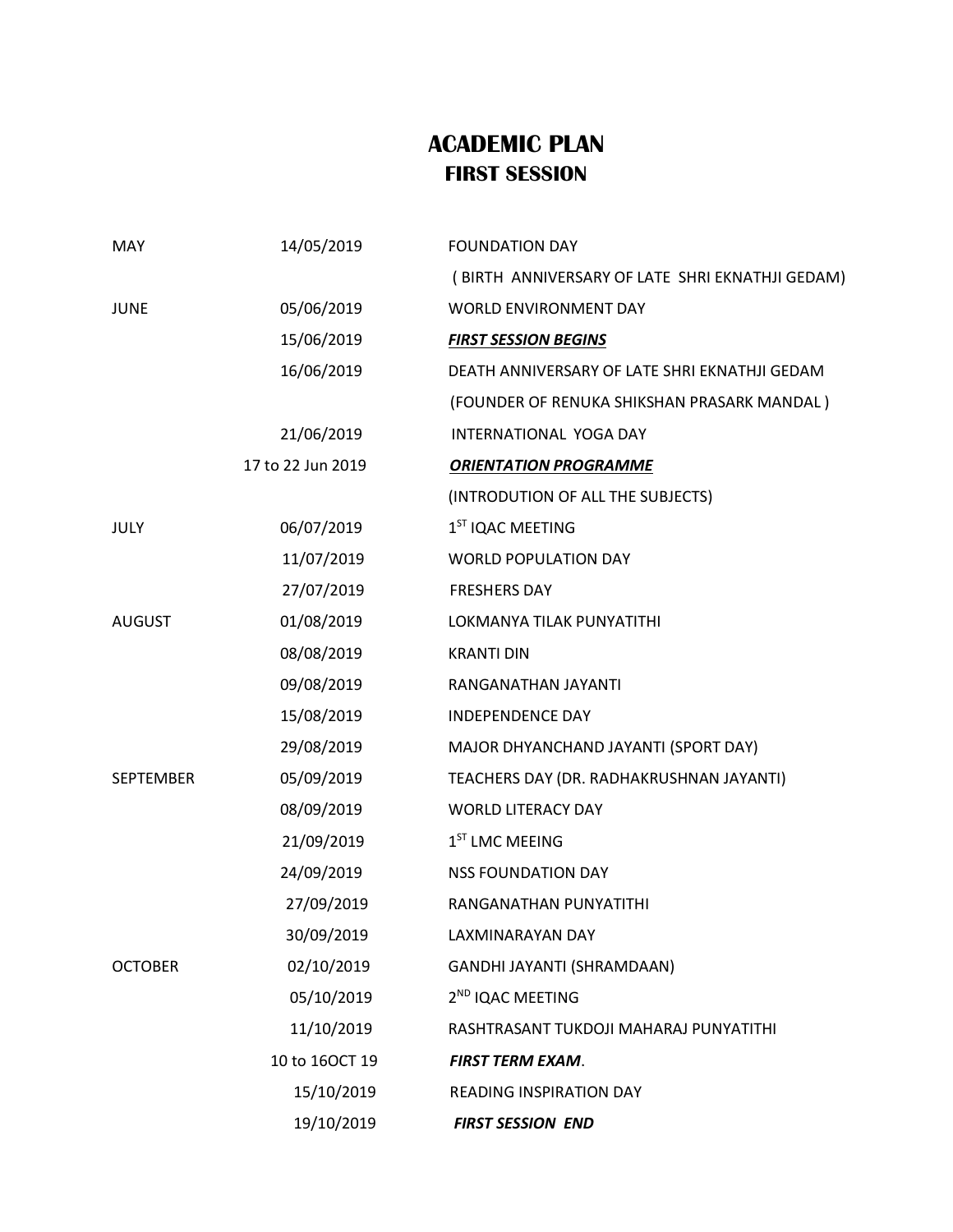# ACADEMIC PLAN
## FIRST SESSION

| | | |
|---|---|---|
| MAY | 14/05/2019 | FOUNDATION DAY |
| | | ( BIRTH ANNIVERSARY OF LATE SHRI EKNATHJI GEDAM) |
| JUNE | 05/06/2019 | WORLD ENVIRONMENT DAY |
| | 15/06/2019 | ***FIRST SESSION BEGINS*** |
| | 16/06/2019 | DEATH ANNIVERSARY OF LATE SHRI EKNATHJI GEDAM |
| | | (FOUNDER OF RENUKA SHIKSHAN PRASARK MANDAL ) |
| | 21/06/2019 | INTERNATIONAL YOGA DAY |
| | 17 to 22 Jun 2019 | ***ORIENTATION PROGRAMME*** |
| | | (INTRODUTION OF ALL THE SUBJECTS) |
| JULY | 06/07/2019 | 1[ST] IQAC MEETING |
| | 11/07/2019 | WORLD POPULATION DAY |
| | 27/07/2019 | FRESHERS DAY |
| AUGUST | 01/08/2019 | LOKMANYA TILAK PUNYATITHI |
| | 08/08/2019 | KRANTI DIN |
| | 09/08/2019 | RANGANATHAN JAYANTI |
| | 15/08/2019 | INDEPENDENCE DAY |
| | 29/08/2019 | MAJOR DHYANCHAND JAYANTI (SPORT DAY) |
| SEPTEMBER | 05/09/2019 | TEACHERS DAY (DR. RADHAKRUSHNAN JAYANTI) |
| | 08/09/2019 | WORLD LITERACY DAY |
| | 21/09/2019 | 1[ST] LMC MEEING |
| | 24/09/2019 | NSS FOUNDATION DAY |
| | 27/09/2019 | RANGANATHAN PUNYATITHI |
| | 30/09/2019 | LAXMINARAYAN DAY |
| OCTOBER | 02/10/2019 | GANDHI JAYANTI (SHRAMDAAN) |
| | 05/10/2019 | 2[ND] IQAC MEETING |
| | 11/10/2019 | RASHTRASANT TUKDOJI MAHARAJ PUNYATITHI |
| | 10 to 16OCT 19 | ***FIRST TERM EXAM***. |
| | 15/10/2019 | READING INSPIRATION DAY |
| | 19/10/2019 | ***FIRST SESSION END*** |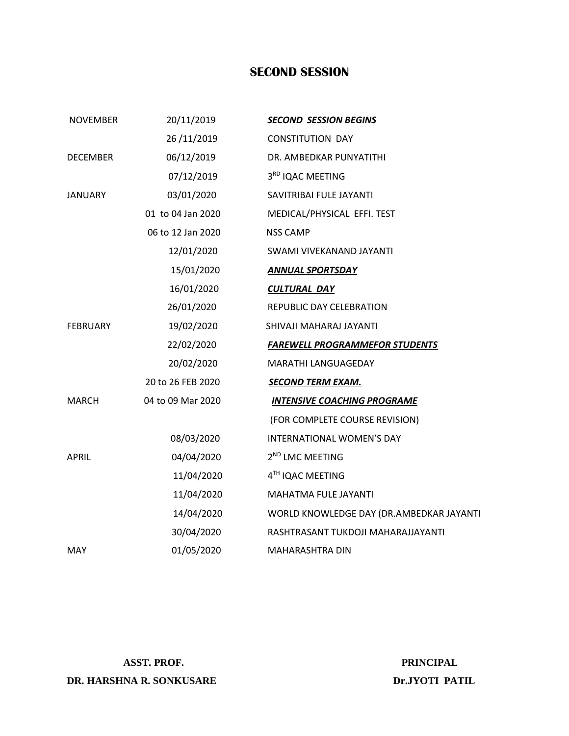## SECOND SESSION

| | | |
|---|---|---|
| NOVEMBER | 20/11/2019 | ***SECOND SESSION BEGINS*** |
| | 26 /11/2019 | CONSTITUTION DAY |
| DECEMBER | 06/12/2019 | DR. AMBEDKAR PUNYATITHI |
| | 07/12/2019 | 3RD IQAC MEETING |
| JANUARY | 03/01/2020 | SAVITRIBAI FULE JAYANTI |
| | 01 to 04 Jan 2020 | MEDICAL/PHYSICAL EFFI. TEST |
| | 06 to 12 Jan 2020 | NSS CAMP |
| | 12/01/2020 | SWAMI VIVEKANAND JAYANTI |
| | 15/01/2020 | ***ANNUAL SPORTSDAY*** |
| | 16/01/2020 | ***CULTURAL DAY*** |
| | 26/01/2020 | REPUBLIC DAY CELEBRATION |
| FEBRUARY | 19/02/2020 | SHIVAJI MAHARAJ JAYANTI |
| | 22/02/2020 | ***FAREWELL PROGRAMMEFOR STUDENTS*** |
| | 20/02/2020 | MARATHI LANGUAGEDAY |
| | 20 to 26 FEB 2020 | ***SECOND TERM EXAM.*** |
| MARCH | 04 to 09 Mar 2020 | ***INTENSIVE COACHING PROGRAME*** (FOR COMPLETE COURSE REVISION) |
| | 08/03/2020 | INTERNATIONAL WOMEN'S DAY |
| APRIL | 04/04/2020 | 2ND LMC MEETING |
| | 11/04/2020 | 4TH IQAC MEETING |
| | 11/04/2020 | MAHATMA FULE JAYANTI |
| | 14/04/2020 | WORLD KNOWLEDGE DAY (DR.AMBEDKAR JAYANTI |
| | 30/04/2020 | RASHTRASANT TUKDOJI MAHARAJJAYANTI |
| MAY | 01/05/2020 | MAHARASHTRA DIN |

**ASST. PROF.**
**DR. HARSHNA R. SONKUSARE**

**PRINCIPAL**
**Dr.JYOTI PATIL**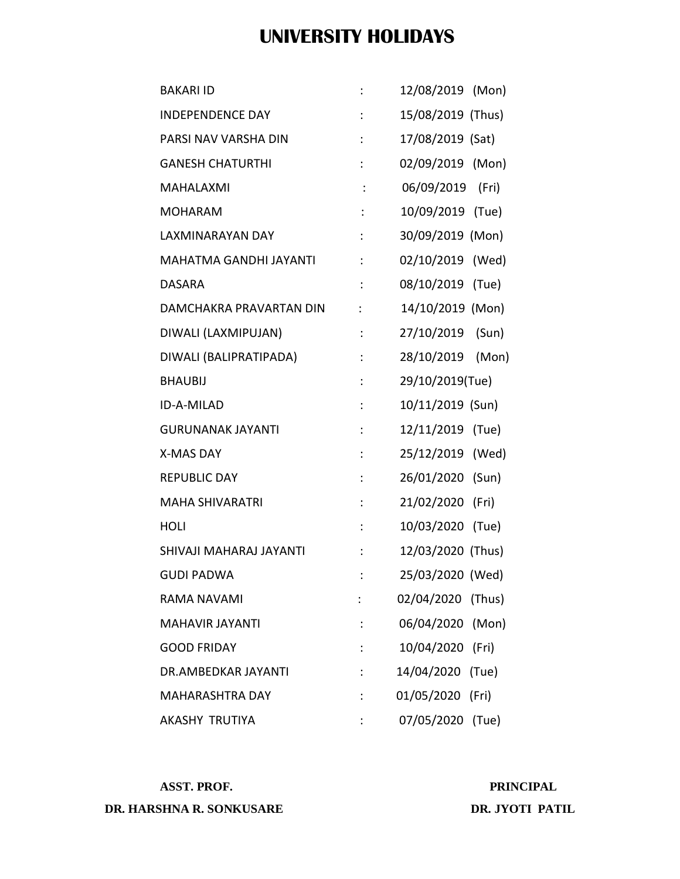# UNIVERSITY HOLIDAYS

| | | |
|---|---|---|
| BAKARI ID | : | 12/08/2019 (Mon) |
| INDEPENDENCE DAY | : | 15/08/2019 (Thus) |
| PARSI NAV VARSHA DIN | : | 17/08/2019 (Sat) |
| GANESH CHATURTHI | : | 02/09/2019 (Mon) |
| MAHALAXMI | : | 06/09/2019 (Fri) |
| MOHARAM | : | 10/09/2019 (Tue) |
| LAXMINARAYAN DAY | : | 30/09/2019 (Mon) |
| MAHATMA GANDHI JAYANTI | : | 02/10/2019 (Wed) |
| DASARA | : | 08/10/2019 (Tue) |
| DAMCHAKRA PRAVARTAN DIN | : | 14/10/2019 (Mon) |
| DIWALI (LAXMIPUJAN) | : | 27/10/2019 (Sun) |
| DIWALI (BALIPRATIPADA) | : | 28/10/2019 (Mon) |
| BHAUBIJ | : | 29/10/2019(Tue) |
| ID-A-MILAD | : | 10/11/2019 (Sun) |
| GURUNANAK JAYANTI | : | 12/11/2019 (Tue) |
| X-MAS DAY | : | 25/12/2019 (Wed) |
| REPUBLIC DAY | : | 26/01/2020 (Sun) |
| MAHA SHIVARATRI | : | 21/02/2020 (Fri) |
| HOLI | : | 10/03/2020 (Tue) |
| SHIVAJI MAHARAJ JAYANTI | : | 12/03/2020 (Thus) |
| GUDI PADWA | : | 25/03/2020 (Wed) |
| RAMA NAVAMI | : | 02/04/2020 (Thus) |
| MAHAVIR JAYANTI | : | 06/04/2020 (Mon) |
| GOOD FRIDAY | : | 10/04/2020 (Fri) |
| DR.AMBEDKAR JAYANTI | : | 14/04/2020 (Tue) |
| MAHARASHTRA DAY | : | 01/05/2020 (Fri) |
| AKASHY TRUTIYA | : | 07/05/2020 (Tue) |

**ASST. PROF.**
**DR. HARSHNA R. SONKUSARE**

**PRINCIPAL**
**DR. JYOTI PATIL**